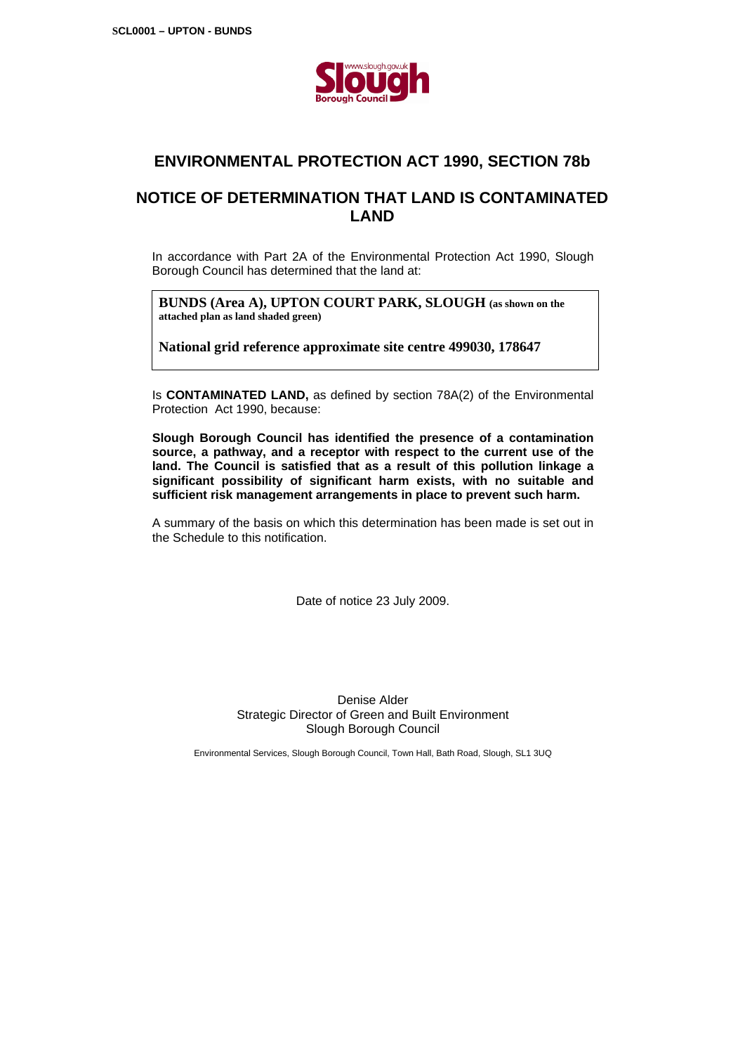SCL0001 – UPTON - BUNDS

# ENVIRONMENTAL PROTECTION ACT 1990, SECTION 78b

# NOTICE OF DETERMINATION THAT LAND IS CONTAMINATED LAND

In accordance with Part 2A of the Environmental Protection Act 1990, Slough Borough Council has determined that the land at:

> **BUNDS (Area A), UPTON COURT PARK, SLOUGH (as shown on the attached plan as land shaded green)**
>
> **National grid reference approximate site centre 499030, 178647**

Is **CONTAMINATED LAND,** as defined by section 78A(2) of the Environmental Protection Act 1990, because:

**Slough Borough Council has identified the presence of a contamination source, a pathway, and a receptor with respect to the current use of the land. The Council is satisfied that as a result of this pollution linkage a significant possibility of significant harm exists, with no suitable and sufficient risk management arrangements in place to prevent such harm.**

A summary of the basis on which this determination has been made is set out in the Schedule to this notification.

Date of notice 23 July 2009.

Denise Alder
Strategic Director of Green and Built Environment
Slough Borough Council

Environmental Services, Slough Borough Council, Town Hall, Bath Road, Slough, SL1 3UQ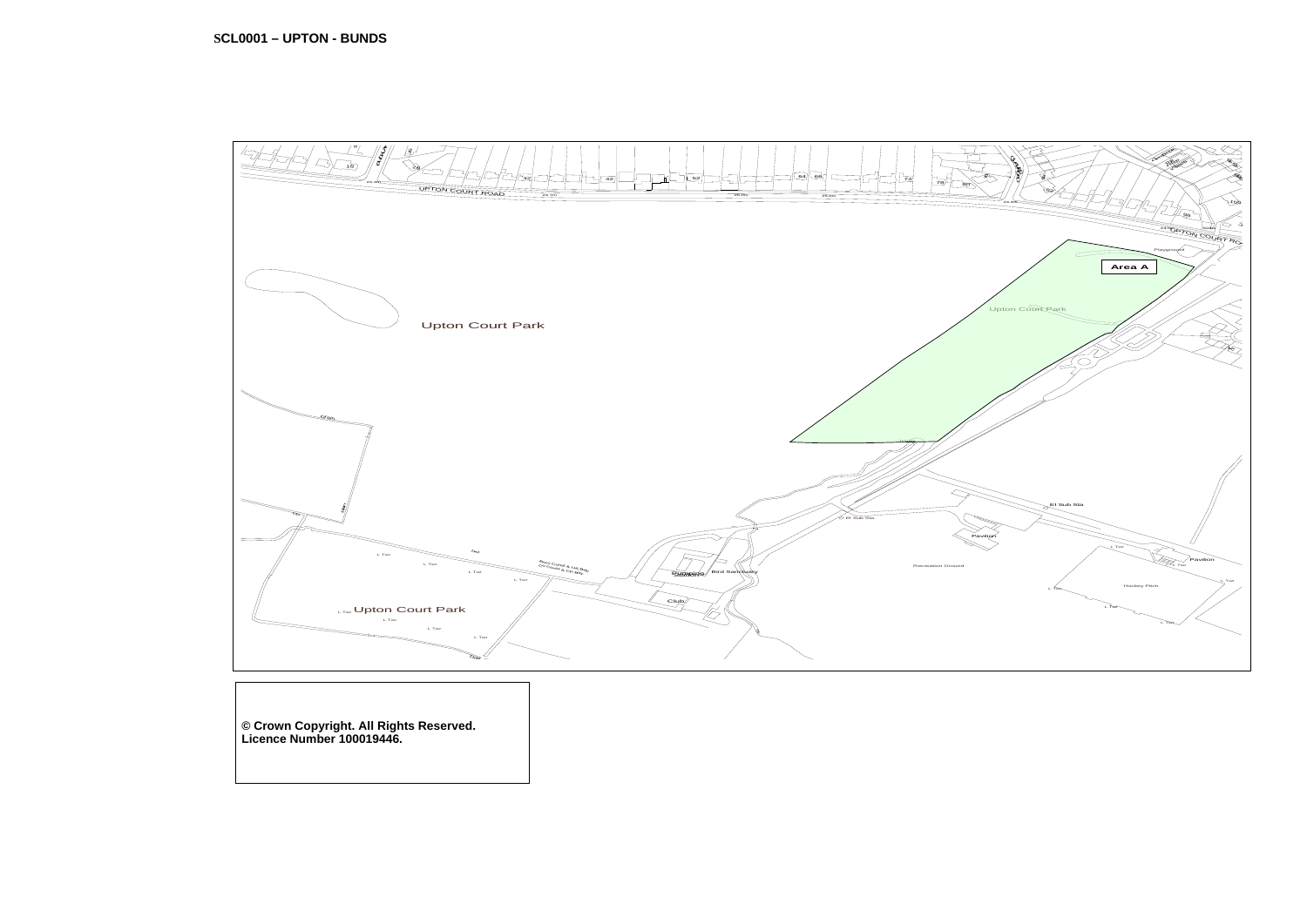**SCL0001 – UPTON - BUNDS**

Area A

Upton Court Park

**© Crown Copyright. All Rights Reserved.**
**Licence Number 100019446.**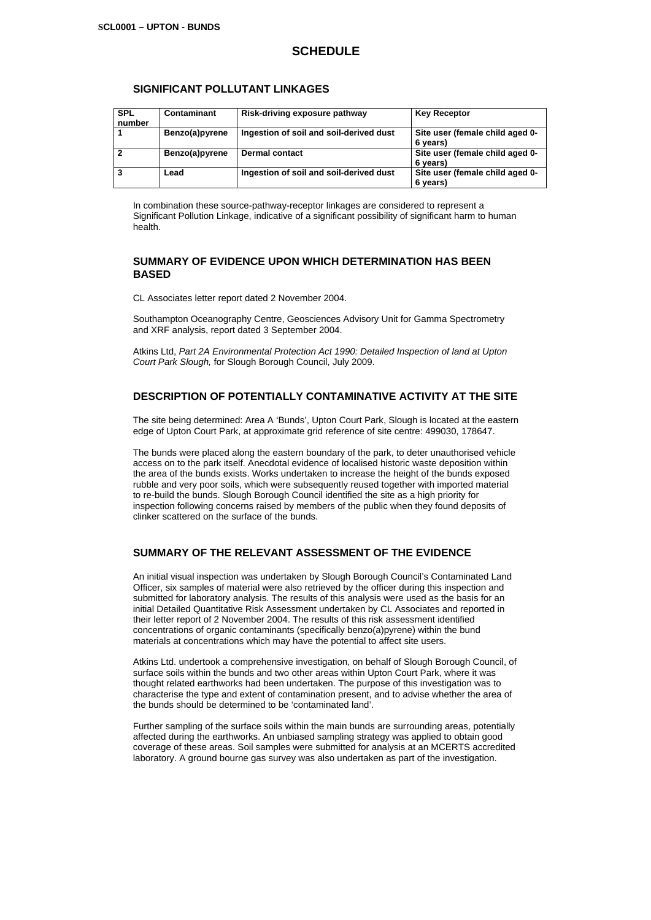# SCHEDULE

## SIGNIFICANT POLLUTANT LINKAGES

| SPL number | Contaminant | Risk-driving exposure pathway | Key Receptor |
|---|---|---|---|
| 1 | Benzo(a)pyrene | Ingestion of soil and soil-derived dust | Site user (female child aged 0-6 years) |
| 2 | Benzo(a)pyrene | Dermal contact | Site user (female child aged 0-6 years) |
| 3 | Lead | Ingestion of soil and soil-derived dust | Site user (female child aged 0-6 years) |

In combination these source-pathway-receptor linkages are considered to represent a Significant Pollution Linkage, indicative of a significant possibility of significant harm to human health.

## SUMMARY OF EVIDENCE UPON WHICH DETERMINATION HAS BEEN BASED

CL Associates letter report dated 2 November 2004.

Southampton Oceanography Centre, Geosciences Advisory Unit for Gamma Spectrometry and XRF analysis, report dated 3 September 2004.

Atkins Ltd, *Part 2A Environmental Protection Act 1990: Detailed Inspection of land at Upton Court Park Slough,* for Slough Borough Council, July 2009.

## DESCRIPTION OF POTENTIALLY CONTAMINATIVE ACTIVITY AT THE SITE

The site being determined: Area A 'Bunds', Upton Court Park, Slough is located at the eastern edge of Upton Court Park, at approximate grid reference of site centre: 499030, 178647.

The bunds were placed along the eastern boundary of the park, to deter unauthorised vehicle access on to the park itself. Anecdotal evidence of localised historic waste deposition within the area of the bunds exists. Works undertaken to increase the height of the bunds exposed rubble and very poor soils, which were subsequently reused together with imported material to re-build the bunds. Slough Borough Council identified the site as a high priority for inspection following concerns raised by members of the public when they found deposits of clinker scattered on the surface of the bunds.

## SUMMARY OF THE RELEVANT ASSESSMENT OF THE EVIDENCE

An initial visual inspection was undertaken by Slough Borough Council's Contaminated Land Officer, six samples of material were also retrieved by the officer during this inspection and submitted for laboratory analysis. The results of this analysis were used as the basis for an initial Detailed Quantitative Risk Assessment undertaken by CL Associates and reported in their letter report of 2 November 2004. The results of this risk assessment identified concentrations of organic contaminants (specifically benzo(a)pyrene) within the bund materials at concentrations which may have the potential to affect site users.

Atkins Ltd. undertook a comprehensive investigation, on behalf of Slough Borough Council, of surface soils within the bunds and two other areas within Upton Court Park, where it was thought related earthworks had been undertaken. The purpose of this investigation was to characterise the type and extent of contamination present, and to advise whether the area of the bunds should be determined to be 'contaminated land'.

Further sampling of the surface soils within the main bunds are surrounding areas, potentially affected during the earthworks. An unbiased sampling strategy was applied to obtain good coverage of these areas. Soil samples were submitted for analysis at an MCERTS accredited laboratory. A ground bourne gas survey was also undertaken as part of the investigation.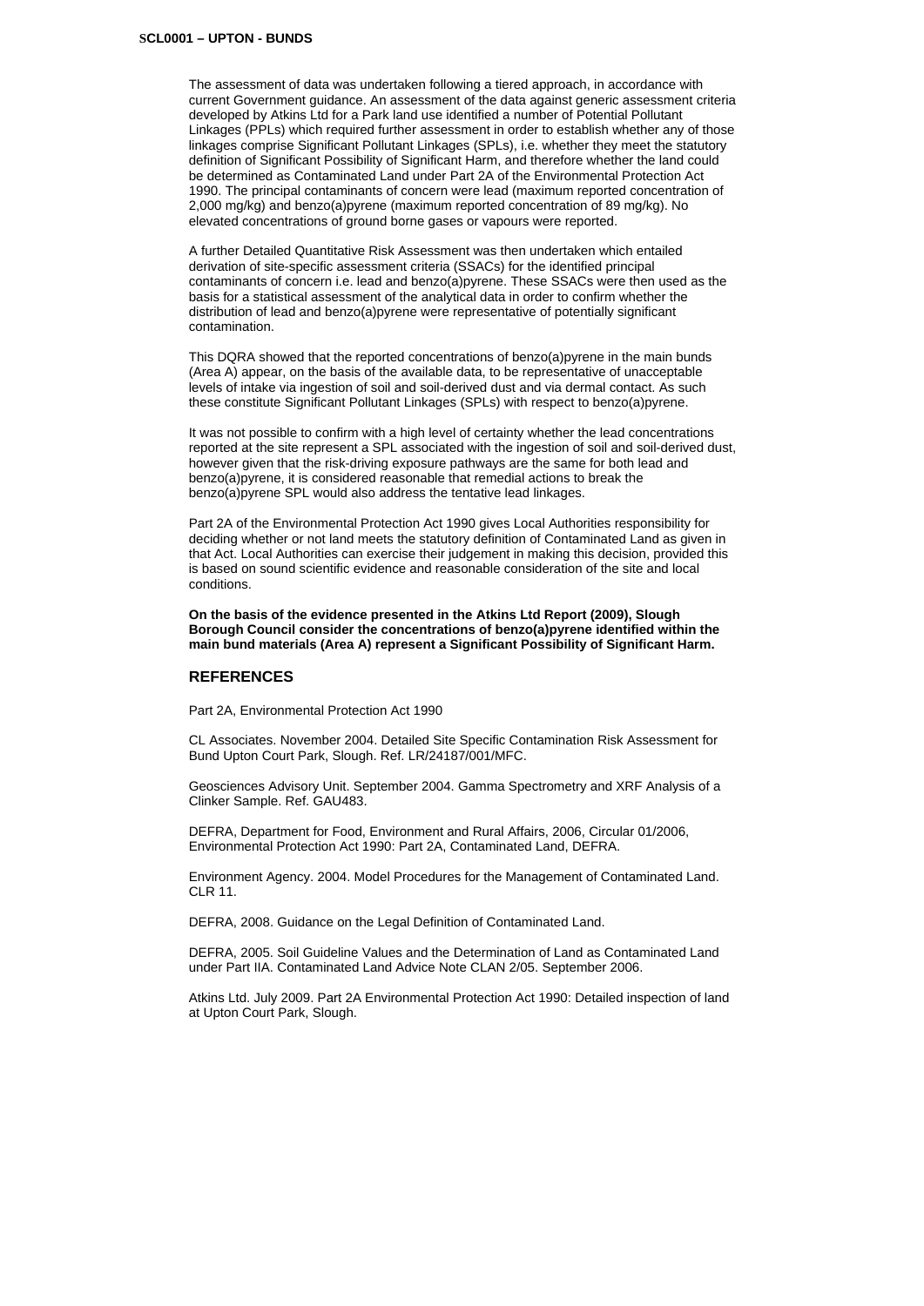The assessment of data was undertaken following a tiered approach, in accordance with current Government guidance. An assessment of the data against generic assessment criteria developed by Atkins Ltd for a Park land use identified a number of Potential Pollutant Linkages (PPLs) which required further assessment in order to establish whether any of those linkages comprise Significant Pollutant Linkages (SPLs), i.e. whether they meet the statutory definition of Significant Possibility of Significant Harm, and therefore whether the land could be determined as Contaminated Land under Part 2A of the Environmental Protection Act 1990. The principal contaminants of concern were lead (maximum reported concentration of 2,000 mg/kg) and benzo(a)pyrene (maximum reported concentration of 89 mg/kg). No elevated concentrations of ground borne gases or vapours were reported.

A further Detailed Quantitative Risk Assessment was then undertaken which entailed derivation of site-specific assessment criteria (SSACs) for the identified principal contaminants of concern i.e. lead and benzo(a)pyrene. These SSACs were then used as the basis for a statistical assessment of the analytical data in order to confirm whether the distribution of lead and benzo(a)pyrene were representative of potentially significant contamination.

This DQRA showed that the reported concentrations of benzo(a)pyrene in the main bunds (Area A) appear, on the basis of the available data, to be representative of unacceptable levels of intake via ingestion of soil and soil-derived dust and via dermal contact. As such these constitute Significant Pollutant Linkages (SPLs) with respect to benzo(a)pyrene.

It was not possible to confirm with a high level of certainty whether the lead concentrations reported at the site represent a SPL associated with the ingestion of soil and soil-derived dust, however given that the risk-driving exposure pathways are the same for both lead and benzo(a)pyrene, it is considered reasonable that remedial actions to break the benzo(a)pyrene SPL would also address the tentative lead linkages.

Part 2A of the Environmental Protection Act 1990 gives Local Authorities responsibility for deciding whether or not land meets the statutory definition of Contaminated Land as given in that Act. Local Authorities can exercise their judgement in making this decision, provided this is based on sound scientific evidence and reasonable consideration of the site and local conditions.

**On the basis of the evidence presented in the Atkins Ltd Report (2009), Slough Borough Council consider the concentrations of benzo(a)pyrene identified within the main bund materials (Area A) represent a Significant Possibility of Significant Harm.**

## REFERENCES

Part 2A, Environmental Protection Act 1990

CL Associates. November 2004. Detailed Site Specific Contamination Risk Assessment for Bund Upton Court Park, Slough. Ref. LR/24187/001/MFC.

Geosciences Advisory Unit. September 2004. Gamma Spectrometry and XRF Analysis of a Clinker Sample. Ref. GAU483.

DEFRA, Department for Food, Environment and Rural Affairs, 2006, Circular 01/2006, Environmental Protection Act 1990: Part 2A, Contaminated Land, DEFRA.

Environment Agency. 2004. Model Procedures for the Management of Contaminated Land. CLR 11.

DEFRA, 2008. Guidance on the Legal Definition of Contaminated Land.

DEFRA, 2005. Soil Guideline Values and the Determination of Land as Contaminated Land under Part IIA. Contaminated Land Advice Note CLAN 2/05. September 2006.

Atkins Ltd. July 2009. Part 2A Environmental Protection Act 1990: Detailed inspection of land at Upton Court Park, Slough.